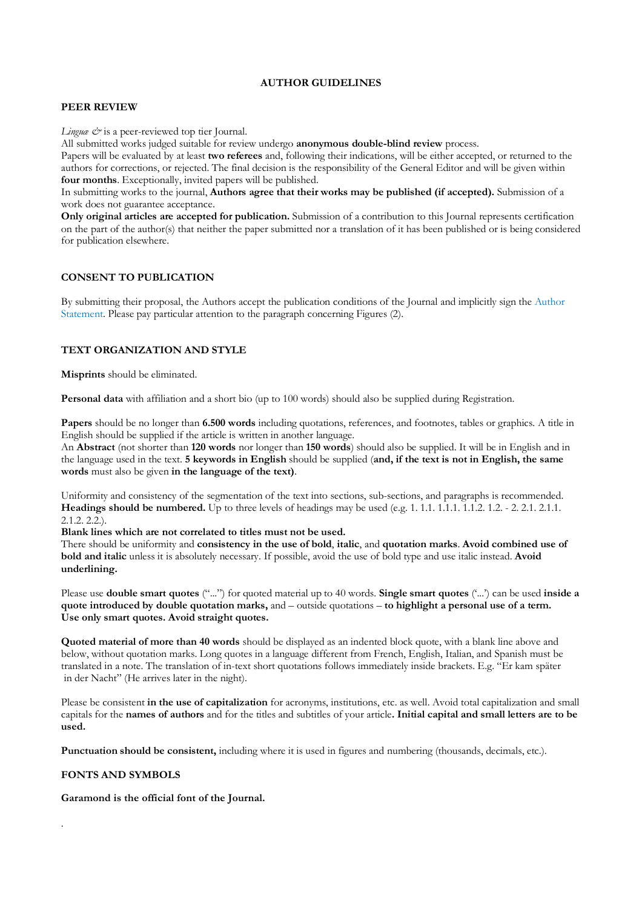# AUTHOR GUIDELINES

## PEER REVIEW

*Linguæ &* is a peer-reviewed top tier Journal.

All submitted works judged suitable for review undergo **anonymous double-blind review** process.

Papers will be evaluated by at least **two referees** and, following their indications, will be either accepted, or returned to the authors for corrections, or rejected. The final decision is the responsibility of the General Editor and will be given within **four months**. Exceptionally, invited papers will be published.

In submitting works to the journal, **Authors agree that their works may be published (if accepted).** Submission of a work does not guarantee acceptance.

**Only original articles are accepted for publication.** Submission of a contribution to this Journal represents certification on the part of the author(s) that neither the paper submitted nor a translation of it has been published or is being considered for publication elsewhere.

## CONSENT TO PUBLICATION

By submitting their proposal, the Authors accept the publication conditions of the Journal and implicitly sign the Author Statement. Please pay particular attention to the paragraph concerning Figures (2).

## TEXT ORGANIZATION AND STYLE

**Misprints** should be eliminated.

**Personal data** with affiliation and a short bio (up to 100 words) should also be supplied during Registration.

**Papers** should be no longer than **6.500 words** including quotations, references, and footnotes, tables or graphics. A title in English should be supplied if the article is written in another language.

An **Abstract** (not shorter than **120 words** nor longer than **150 words**) should also be supplied. It will be in English and in the language used in the text. **5 keywords in English** should be supplied (**and, if the text is not in English, the same words** must also be given **in the language of the text)**.

Uniformity and consistency of the segmentation of the text into sections, sub-sections, and paragraphs is recommended. **Headings should be numbered.** Up to three levels of headings may be used (e.g. 1. 1.1. 1.1.1. 1.1.2. 1.2. - 2. 2.1. 2.1.1. 2.1.2. 2.2.).

**Blank lines which are not correlated to titles must not be used.**

There should be uniformity and **consistency in the use of bold**, **italic**, and **quotation marks**. **Avoid combined use of bold and italic** unless it is absolutely necessary. If possible, avoid the use of bold type and use italic instead. **Avoid underlining.**

Please use **double smart quotes** ("...") for quoted material up to 40 words. **Single smart quotes** ('...') can be used **inside a quote introduced by double quotation marks,** and – outside quotations – **to highlight a personal use of a term.**
**Use only smart quotes. Avoid straight quotes.**

**Quoted material of more than 40 words** should be displayed as an indented block quote, with a blank line above and below, without quotation marks. Long quotes in a language different from French, English, Italian, and Spanish must be translated in a note. The translation of in-text short quotations follows immediately inside brackets. E.g. "Er kam später in der Nacht" (He arrives later in the night).

Please be consistent **in the use of capitalization** for acronyms, institutions, etc. as well. Avoid total capitalization and small capitals for the **names of authors** and for the titles and subtitles of your article**. Initial capital and small letters are to be used.**

**Punctuation should be consistent,** including where it is used in figures and numbering (thousands, decimals, etc.).

## FONTS AND SYMBOLS

**Garamond is the official font of the Journal.**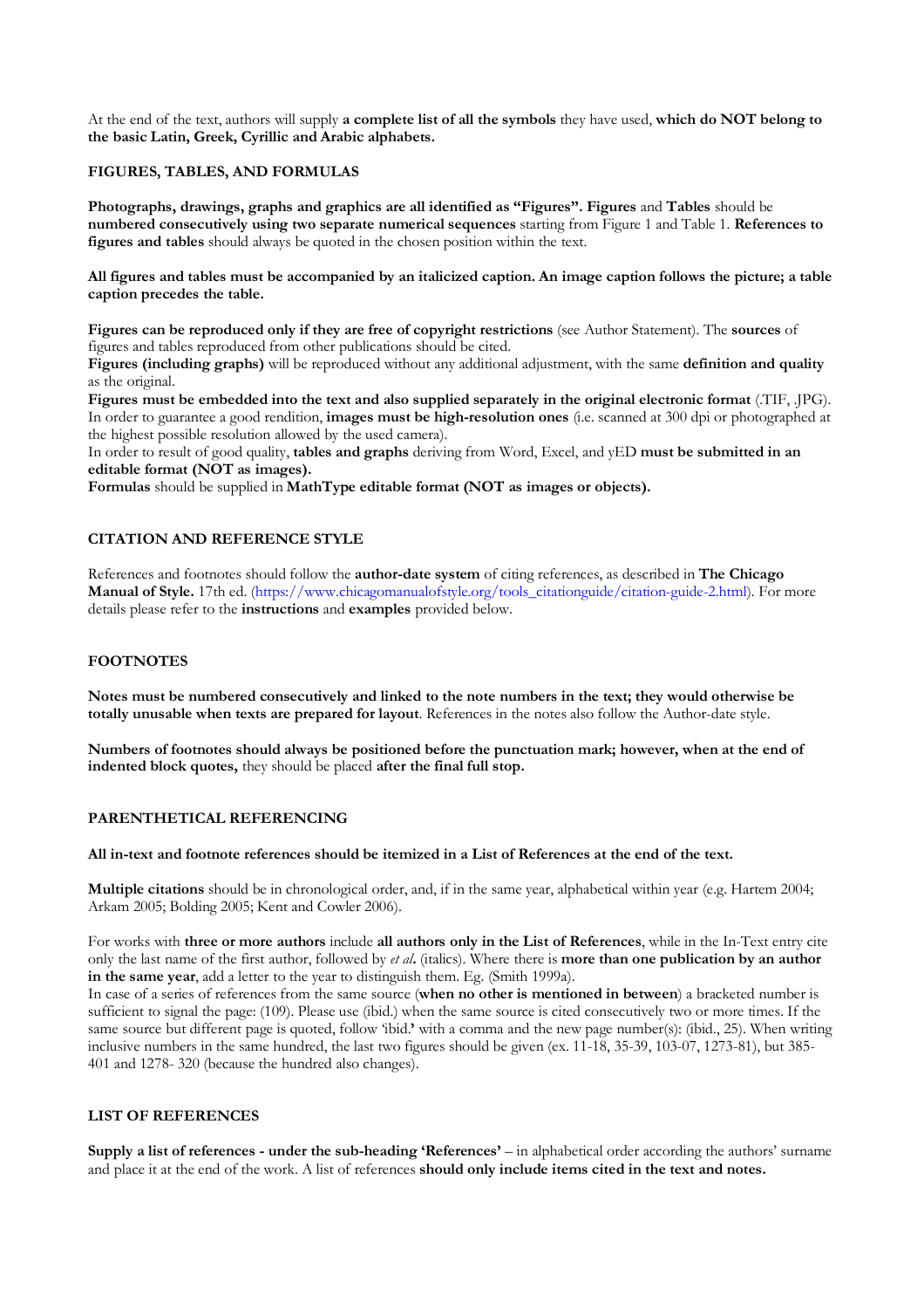At the end of the text, authors will supply **a complete list of all the symbols** they have used, **which do NOT belong to the basic Latin, Greek, Cyrillic and Arabic alphabets.**

## FIGURES, TABLES, AND FORMULAS

**Photographs, drawings, graphs and graphics are all identified as "Figures". Figures** and **Tables** should be **numbered consecutively using two separate numerical sequences** starting from Figure 1 and Table 1. **References to figures and tables** should always be quoted in the chosen position within the text.

**All figures and tables must be accompanied by an italicized caption. An image caption follows the picture; a table caption precedes the table.**

**Figures can be reproduced only if they are free of copyright restrictions** (see Author Statement). The **sources** of figures and tables reproduced from other publications should be cited.
**Figures (including graphs)** will be reproduced without any additional adjustment, with the same **definition and quality** as the original.
**Figures must be embedded into the text and also supplied separately in the original electronic format** (.TIF, .JPG). In order to guarantee a good rendition, **images must be high-resolution ones** (i.e. scanned at 300 dpi or photographed at the highest possible resolution allowed by the used camera).
In order to result of good quality, **tables and graphs** deriving from Word, Excel, and yED **must be submitted in an editable format (NOT as images).**
**Formulas** should be supplied in **MathType editable format (NOT as images or objects).**

## CITATION AND REFERENCE STYLE

References and footnotes should follow the **author-date system** of citing references, as described in **The Chicago Manual of Style.** 17th ed. (https://www.chicagomanualofstyle.org/tools_citationguide/citation-guide-2.html). For more details please refer to the **instructions** and **examples** provided below.

## FOOTNOTES

**Notes must be numbered consecutively and linked to the note numbers in the text; they would otherwise be totally unusable when texts are prepared for layout**. References in the notes also follow the Author-date style.

**Numbers of footnotes should always be positioned before the punctuation mark; however, when at the end of indented block quotes,** they should be placed **after the final full stop.**

## PARENTHETICAL REFERENCING

**All in-text and footnote references should be itemized in a List of References at the end of the text.**

**Multiple citations** should be in chronological order, and, if in the same year, alphabetical within year (e.g. Hartem 2004; Arkam 2005; Bolding 2005; Kent and Cowler 2006).

For works with **three or more authors** include **all authors only in the List of References**, while in the In-Text entry cite only the last name of the first author, followed by ***et al*.** (italics). Where there is **more than one publication by an author in the same year**, add a letter to the year to distinguish them. Eg. (Smith 1999a).
In case of a series of references from the same source (**when no other is mentioned in between**) a bracketed number is sufficient to signal the page: (109). Please use (ibid.) when the same source is cited consecutively two or more times. If the same source but different page is quoted, follow 'ibid.**'** with a comma and the new page number(s): (ibid., 25). When writing inclusive numbers in the same hundred, the last two figures should be given (ex. 11-18, 35-39, 103-07, 1273-81), but 385-401 and 1278- 320 (because the hundred also changes).

## LIST OF REFERENCES

**Supply a list of references - under the sub-heading 'References'** – in alphabetical order according the authors' surname and place it at the end of the work. A list of references **should only include items cited in the text and notes.**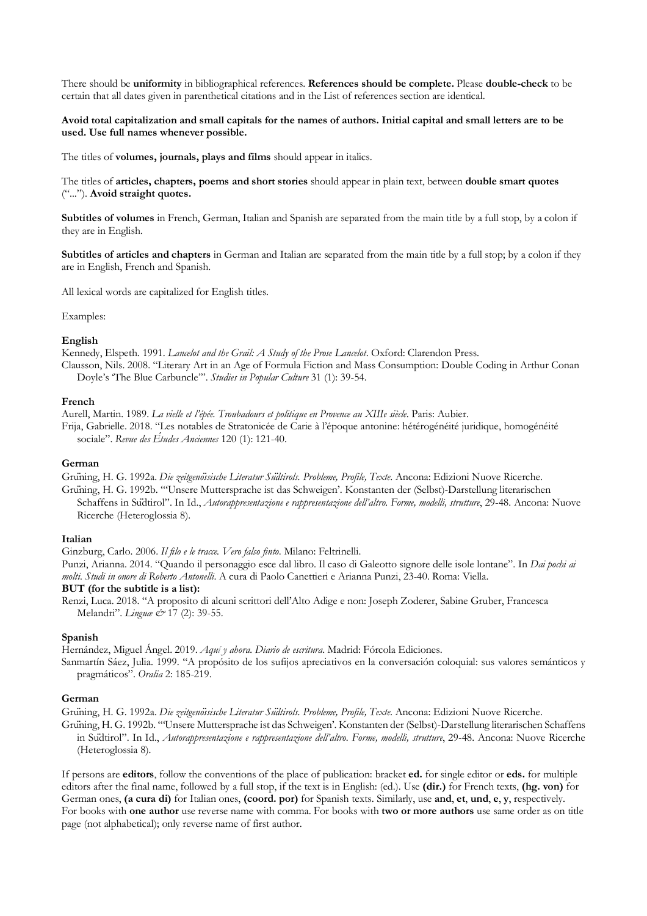There should be **uniformity** in bibliographical references. **References should be complete.** Please **double-check** to be certain that all dates given in parenthetical citations and in the List of references section are identical.

**Avoid total capitalization and small capitals for the names of authors. Initial capital and small letters are to be used. Use full names whenever possible.**

The titles of **volumes, journals, plays and films** should appear in italics.

The titles of **articles, chapters, poems and short stories** should appear in plain text, between **double smart quotes** ("..."). **Avoid straight quotes.**

**Subtitles of volumes** in French, German, Italian and Spanish are separated from the main title by a full stop, by a colon if they are in English.

**Subtitles of articles and chapters** in German and Italian are separated from the main title by a full stop; by a colon if they are in English, French and Spanish.

All lexical words are capitalized for English titles.

Examples:

**English**

Kennedy, Elspeth. 1991. *Lancelot and the Grail: A Study of the Prose Lancelot*. Oxford: Clarendon Press.
Clausson, Nils. 2008. "Literary Art in an Age of Formula Fiction and Mass Consumption: Double Coding in Arthur Conan Doyle's 'The Blue Carbuncle'". *Studies in Popular Culture* 31 (1): 39-54.

**French**

Aurell, Martin. 1989. *La vielle et l'épée. Troubadours et politique en Provence au XIIIe siècle*. Paris: Aubier.
Frija, Gabrielle. 2018. "Les notables de Stratonicée de Carie à l'époque antonine: hétérogénéité juridique, homogénéité sociale". *Revue des Études Anciennes* 120 (1): 121-40.

**German**

Grüning, H. G. 1992a. *Die zeitgenössische Literatur Südtirols. Probleme, Profile, Texte*. Ancona: Edizioni Nuove Ricerche.
Grüning, H. G. 1992b. "'Unsere Muttersprache ist das Schweigen'. Konstanten der (Selbst)-Darstellung literarischen Schaffens in Südtirol". In Id., *Autorappresentazione e rappresentazione dell'altro. Forme, modelli, strutture*, 29-48. Ancona: Nuove Ricerche (Heteroglossia 8).

**Italian**

Ginzburg, Carlo. 2006. *Il filo e le tracce. Vero falso finto*. Milano: Feltrinelli.
Punzi, Arianna. 2014. "Quando il personaggio esce dal libro. Il caso di Galeotto signore delle isole lontane". In *Dai pochi ai molti. Studi in onore di Roberto Antonelli*. A cura di Paolo Canettieri e Arianna Punzi, 23-40. Roma: Viella.

**BUT (for the subtitle is a list):**

Renzi, Luca. 2018. "A proposito di alcuni scrittori dell'Alto Adige e non: Joseph Zoderer, Sabine Gruber, Francesca Melandri". *Linguæ &* 17 (2): 39-55.

**Spanish**

Hernández, Miguel Ángel. 2019. *Aquí y ahora. Diario de escritura*. Madrid: Fórcola Ediciones.
Sanmartín Sáez, Julia. 1999. "A propósito de los sufijos apreciativos en la conversación coloquial: sus valores semánticos y pragmáticos". *Oralia* 2: 185-219.

**German**

Grüning, H. G. 1992a. *Die zeitgenössische Literatur Südtirols. Probleme, Profile, Texte*. Ancona: Edizioni Nuove Ricerche.
Grüning, H. G. 1992b. "'Unsere Muttersprache ist das Schweigen'. Konstanten der (Selbst)-Darstellung literarischen Schaffens in Südtirol". In Id., *Autorappresentazione e rappresentazione dell'altro. Forme, modelli, strutture*, 29-48. Ancona: Nuove Ricerche (Heteroglossia 8).

If persons are **editors**, follow the conventions of the place of publication: bracket **ed.** for single editor or **eds.** for multiple editors after the final name, followed by a full stop, if the text is in English: (ed.). Use **(dir.)** for French texts, **(hg. von)** for German ones, **(a cura di)** for Italian ones, **(coord. por)** for Spanish texts. Similarly, use **and**, **et**, **und**, **e**, **y**, respectively.
For books with **one author** use reverse name with comma. For books with **two or more authors** use same order as on title page (not alphabetical); only reverse name of first author.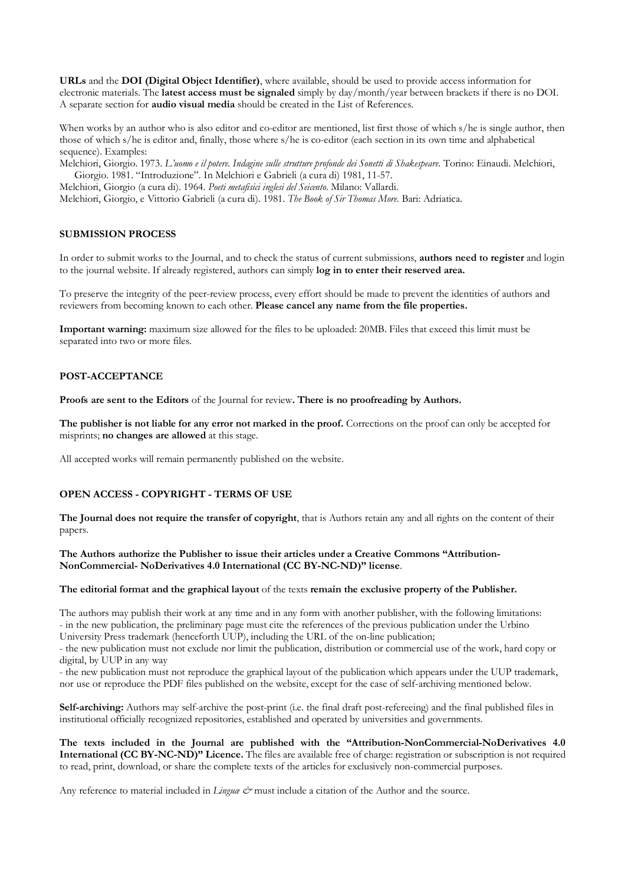**URLs** and the **DOI (Digital Object Identifier)**, where available, should be used to provide access information for electronic materials. The **latest access must be signaled** simply by day/month/year between brackets if there is no DOI. A separate section for **audio visual media** should be created in the List of References.

When works by an author who is also editor and co-editor are mentioned, list first those of which s/he is single author, then those of which s/he is editor and, finally, those where s/he is co-editor (each section in its own time and alphabetical sequence). Examples:

Melchiori, Giorgio. 1973. *L'uomo e il potere. Indagine sulle strutture profonde dei Sonetti di Shakespeare*. Torino: Einaudi. Melchiori, Giorgio. 1981. "Introduzione". In Melchiori e Gabrieli (a cura di) 1981, 11-57.

Melchiori, Giorgio (a cura di). 1964. *Poeti metafisici inglesi del Seicento*. Milano: Vallardi.

Melchiori, Giorgio, e Vittorio Gabrieli (a cura di). 1981. *The Book of Sir Thomas More*. Bari: Adriatica.

## SUBMISSION PROCESS

In order to submit works to the Journal, and to check the status of current submissions, **authors need to register** and login to the journal website. If already registered, authors can simply **log in to enter their reserved area.**

To preserve the integrity of the peer-review process, every effort should be made to prevent the identities of authors and reviewers from becoming known to each other. **Please cancel any name from the file properties.**

**Important warning:** maximum size allowed for the files to be uploaded: 20MB. Files that exceed this limit must be separated into two or more files.

## POST-ACCEPTANCE

**Proofs are sent to the Editors** of the Journal for review**. There is no proofreading by Authors.**

**The publisher is not liable for any error not marked in the proof.** Corrections on the proof can only be accepted for misprints; **no changes are allowed** at this stage.

All accepted works will remain permanently published on the website.

## OPEN ACCESS - COPYRIGHT - TERMS OF USE

**The Journal does not require the transfer of copyright**, that is Authors retain any and all rights on the content of their papers.

**The Authors authorize the Publisher to issue their articles under a Creative Commons "Attribution-NonCommercial- NoDerivatives 4.0 International (CC BY-NC-ND)" license**.

**The editorial format and the graphical layout** of the texts **remain the exclusive property of the Publisher.**

The authors may publish their work at any time and in any form with another publisher, with the following limitations:
- in the new publication, the preliminary page must cite the references of the previous publication under the Urbino University Press trademark (henceforth UUP), including the URL of the on-line publication;
- the new publication must not exclude nor limit the publication, distribution or commercial use of the work, hard copy or digital, by UUP in any way
- the new publication must not reproduce the graphical layout of the publication which appears under the UUP trademark, nor use or reproduce the PDF files published on the website, except for the case of self-archiving mentioned below.

**Self-archiving:** Authors may self-archive the post-print (i.e. the final draft post-refereeing) and the final published files in institutional officially recognized repositories, established and operated by universities and governments.

**The texts included in the Journal are published with the "Attribution-NonCommercial-NoDerivatives 4.0 International (CC BY-NC-ND)" Licence.** The files are available free of charge: registration or subscription is not required to read, print, download, or share the complete texts of the articles for exclusively non-commercial purposes.

Any reference to material included in *Linguæ &* must include a citation of the Author and the source.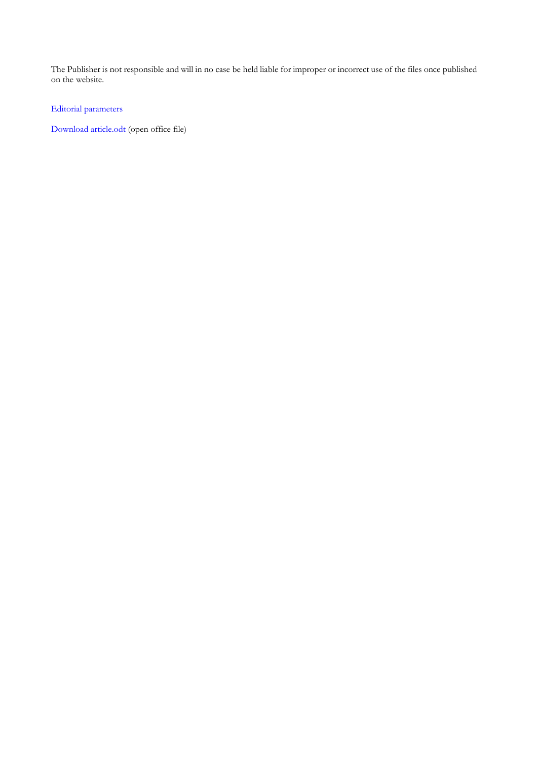The Publisher is not responsible and will in no case be held liable for improper or incorrect use of the files once published on the website.

Editorial parameters

Download article.odt (open office file)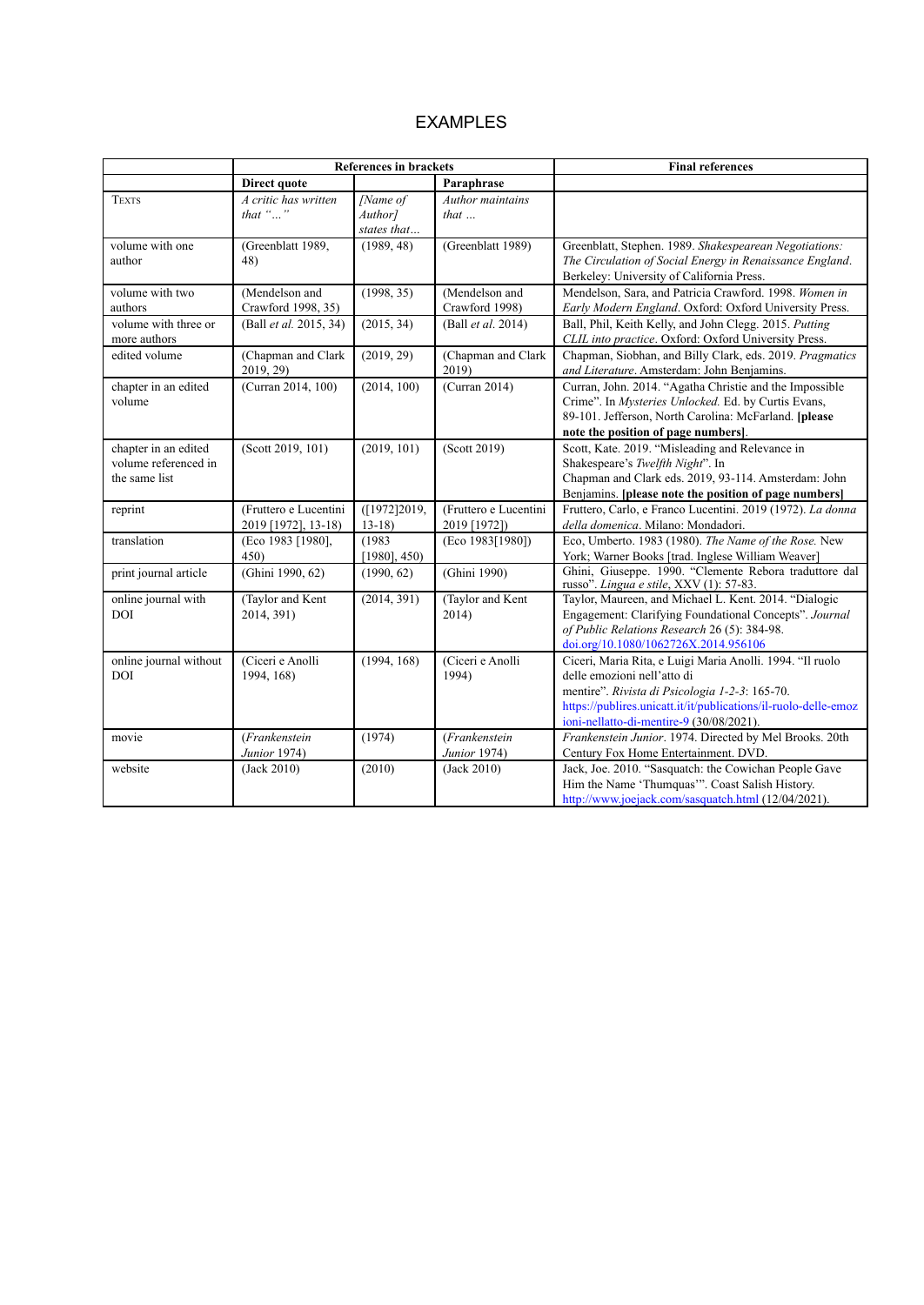# EXAMPLES

| | References in brackets | | | Final references |
|---|---|---|---|---|
| | Direct quote | | Paraphrase | |
| TEXTS | *A critic has written that "…"* | *[Name of Author] states that…* | *Author maintains that …* | |
| volume with one author | (Greenblatt 1989, 48) | (1989, 48) | (Greenblatt 1989) | Greenblatt, Stephen. 1989. *Shakespearean Negotiations: The Circulation of Social Energy in Renaissance England*. Berkeley: University of California Press. |
| volume with two authors | (Mendelson and Crawford 1998, 35) | (1998, 35) | (Mendelson and Crawford 1998) | Mendelson, Sara, and Patricia Crawford. 1998. *Women in Early Modern England*. Oxford: Oxford University Press. |
| volume with three or more authors | (Ball *et al.* 2015, 34) | (2015, 34) | (Ball *et al.* 2014) | Ball, Phil, Keith Kelly, and John Clegg. 2015. *Putting CLIL into practice*. Oxford: Oxford University Press. |
| edited volume | (Chapman and Clark 2019, 29) | (2019, 29) | (Chapman and Clark 2019) | Chapman, Siobhan, and Billy Clark, eds. 2019. *Pragmatics and Literature*. Amsterdam: John Benjamins. |
| chapter in an edited volume | (Curran 2014, 100) | (2014, 100) | (Curran 2014) | Curran, John. 2014. "Agatha Christie and the Impossible Crime". In *Mysteries Unlocked.* Ed. by Curtis Evans, 89-101. Jefferson, North Carolina: McFarland. **[please note the position of page numbers]**. |
| chapter in an edited volume referenced in the same list | (Scott 2019, 101) | (2019, 101) | (Scott 2019) | Scott, Kate. 2019. "Misleading and Relevance in Shakespeare's *Twelfth Night*". In Chapman and Clark eds. 2019, 93-114. Amsterdam: John Benjamins. **[please note the position of page numbers]** |
| reprint | (Fruttero e Lucentini 2019 [1972], 13-18) | ([1972]2019, 13-18) | (Fruttero e Lucentini 2019 [1972]) | Fruttero, Carlo, e Franco Lucentini. 2019 (1972). *La donna della domenica*. Milano: Mondadori. |
| translation | (Eco 1983 [1980], 450) | (1983 [1980], 450) | (Eco 1983[1980]) | Eco, Umberto. 1983 (1980). *The Name of the Rose.* New York; Warner Books [trad. Inglese William Weaver] |
| print journal article | (Ghini 1990, 62) | (1990, 62) | (Ghini 1990) | Ghini, Giuseppe. 1990. "Clemente Rebora traduttore dal russo". *Lingua e stile*, XXV (1): 57-83. |
| online journal with DOI | (Taylor and Kent 2014, 391) | (2014, 391) | (Taylor and Kent 2014) | Taylor, Maureen, and Michael L. Kent. 2014. "Dialogic Engagement: Clarifying Foundational Concepts". *Journal of Public Relations Research* 26 (5): 384-98. doi.org/10.1080/1062726X.2014.956106 |
| online journal without DOI | (Ciceri e Anolli 1994, 168) | (1994, 168) | (Ciceri e Anolli 1994) | Ciceri, Maria Rita, e Luigi Maria Anolli. 1994. "Il ruolo delle emozioni nell'atto di mentire". *Rivista di Psicologia 1-2-3*: 165-70. https://publires.unicatt.it/it/publications/il-ruolo-delle-emozioni-nellatto-di-mentire-9 (30/08/2021). |
| movie | (*Frankenstein Junior* 1974) | (1974) | (*Frankenstein Junior* 1974) | *Frankenstein Junior*. 1974. Directed by Mel Brooks. 20th Century Fox Home Entertainment. DVD. |
| website | (Jack 2010) | (2010) | (Jack 2010) | Jack, Joe. 2010. "Sasquatch: the Cowichan People Gave Him the Name 'Thumquas'". Coast Salish History. http://www.joejack.com/sasquatch.html (12/04/2021). |